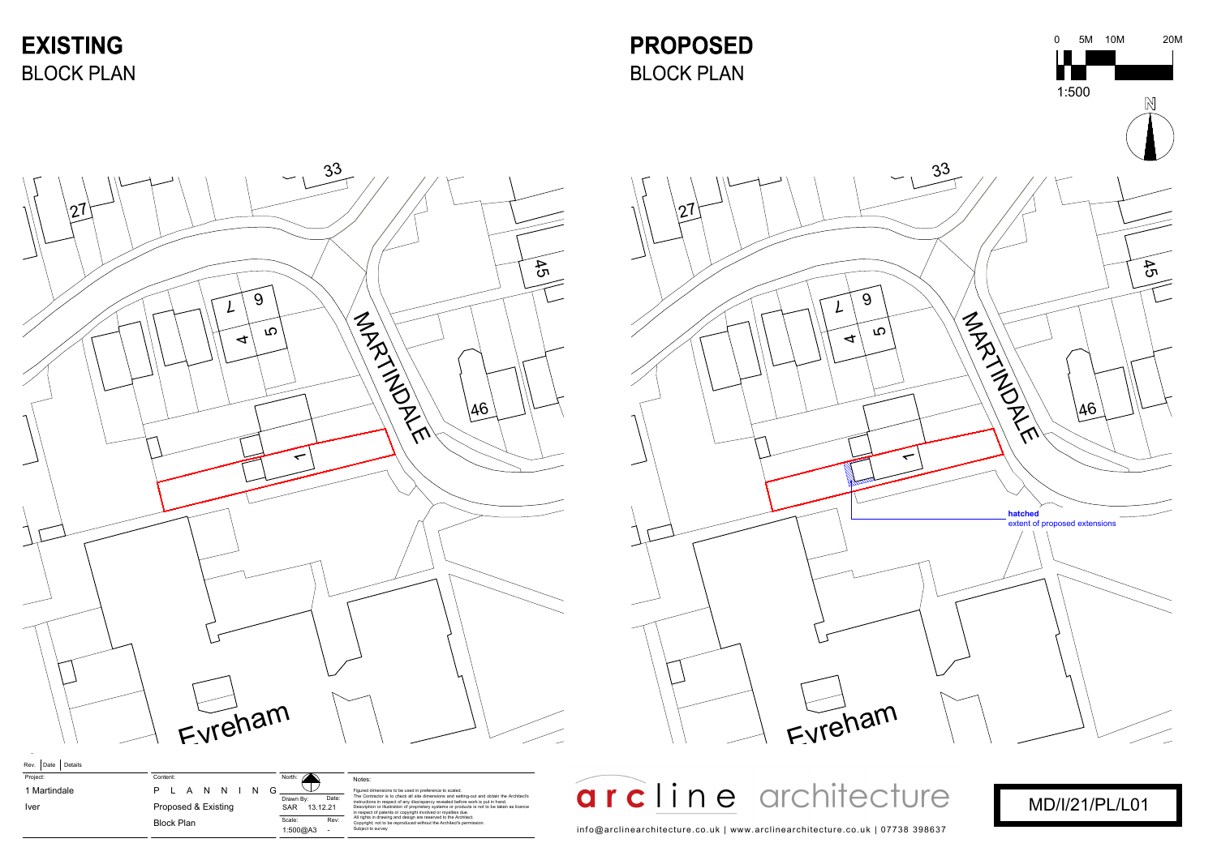# EXISTING
BLOCK PLAN

# PROPOSED
BLOCK PLAN

0 5M 10M 20M

1:500

N

27
33
45
9
7
4
5
46
1
MARTINDALE
Evreham

27
33
45
9
7
4
5
46
1
MARTINDALE
Evreham

**hatched**
extent of proposed extensions

| Rev. | Date | Details |
|---|---|---|

| Project: | Content: | North: | Notes: |
|---|---|---|---|
| 1 Martindale | P L A N N I N G | Drawn By: SAR Date: 13.12.21 | Figured dimensions to be used in preference to scaled. The Contractor is to check all site dimensions and setting-out and obtain the Architect's instructions in respect of any discrepancy revealed before work is put in hand. Description or illustration of proprietary systems or products is not to be taken as licence in respect of patents or copyright involved or royalties due. All rights in drawing and design are reserved to the Architect. Copyright; not to be reproduced without the Architect's permission. Subject to survey |
| Iver | Proposed & Existing | Scale: 1:500@A3 Rev: - | |
| | Block Plan | | |

arcline architecture

info@arclinearchitecture.co.uk | www.arclinearchitecture.co.uk | 07738 398637

MD/I/21/PL/L01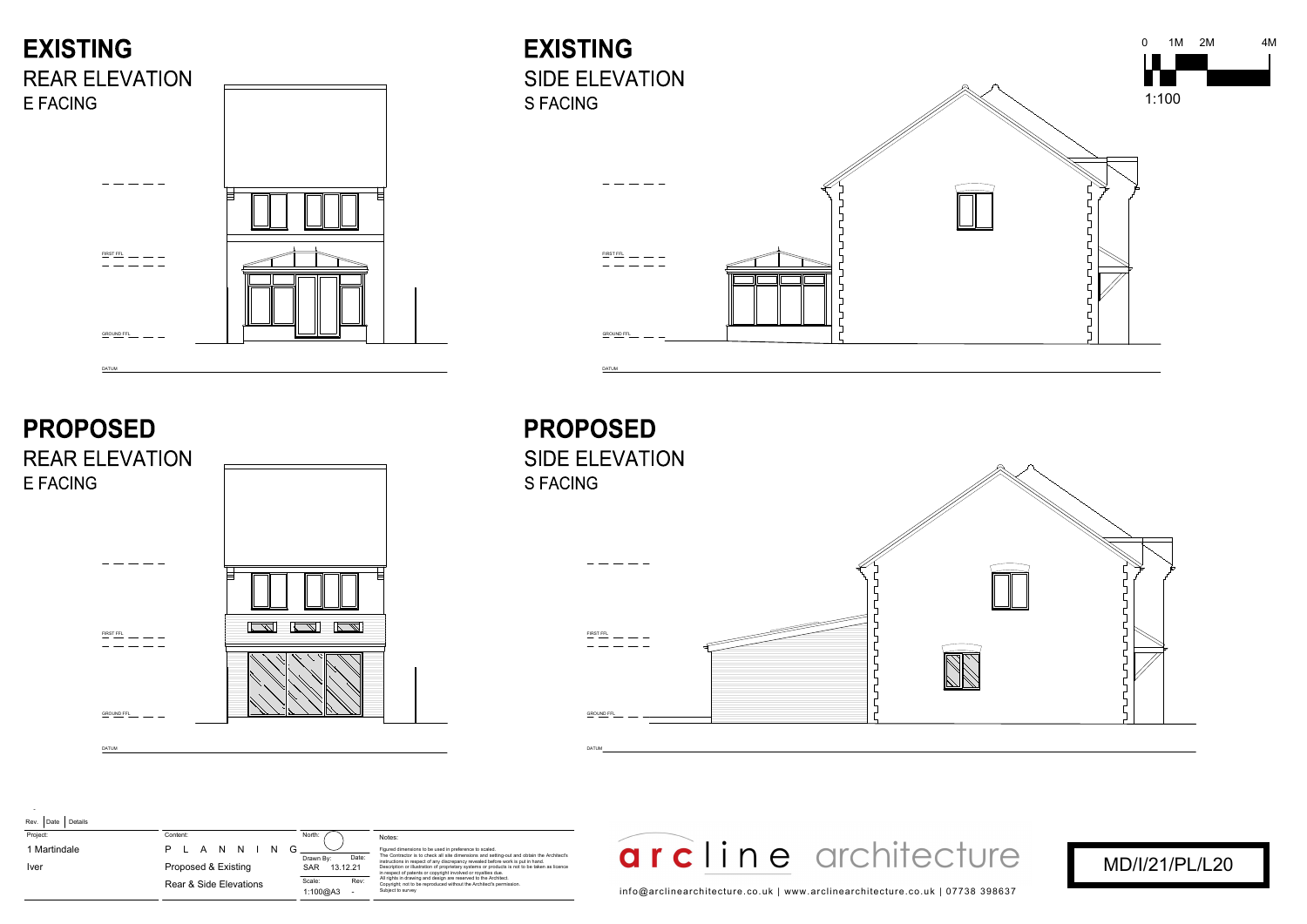## EXISTING
### REAR ELEVATION
E FACING

FIRST FFL

GROUND FFL

DATUM

## EXISTING
### SIDE ELEVATION
S FACING

FIRST FFL

GROUND FFL

DATUM

0 1M 2M 4M

1:100

## PROPOSED
### REAR ELEVATION
E FACING

FIRST FFL

GROUND FFL

DATUM

## PROPOSED
### SIDE ELEVATION
S FACING

FIRST FFL

GROUND FFL

DATUM

| Rev. | Date | Details |
|---|---|---|

| Project: | Content: | North: | Notes: |
|---|---|---|---|
| 1 Martindale<br>Iver | PLANNING<br>Proposed & Existing<br>Rear & Side Elevations | Drawn By: SAR<br>Date: 13.12.21<br>Scale: 1:100@A3<br>Rev: - | Figured dimensions to be used in preference to scaled.<br>The Contractor is to check all site dimensions and setting-out and obtain the Architect's instructions in respect of any discrepancy revealed before work is put in hand.<br>Description or illustration of proprietary systems or products is not to be taken as licence in respect of patents or copyright involved or royalties due.<br>All rights in drawing and design are reserved to the Architect.<br>Copyright: not to be reproduced without the Architect's permission.<br>Subject to survey |

arcline architecture

info@arclinearchitecture.co.uk | www.arclinearchitecture.co.uk | 07738 398637

MD/I/21/PL/L20